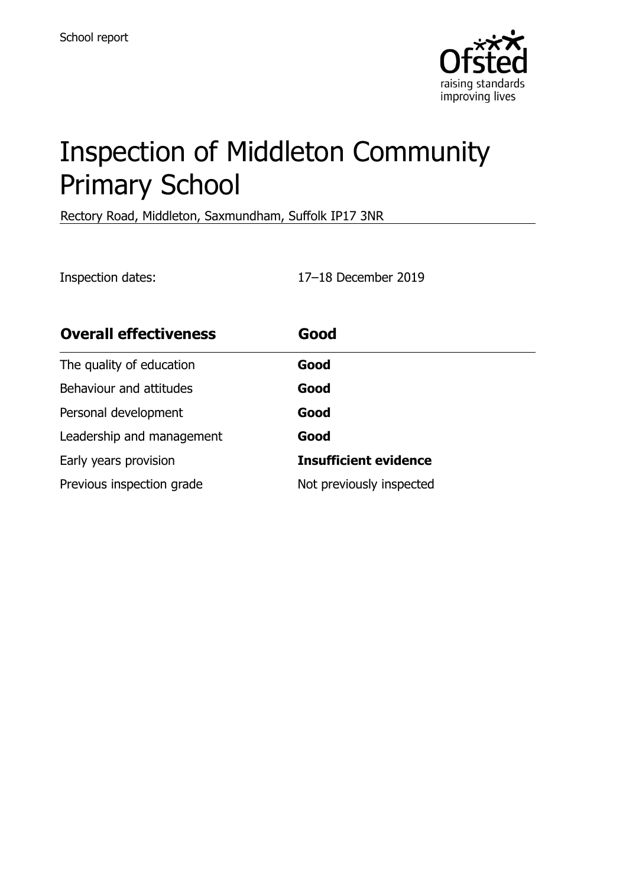School report

# Inspection of Middleton Community Primary School

Rectory Road, Middleton, Saxmundham, Suffolk IP17 3NR

Inspection dates: 17–18 December 2019

| **Overall effectiveness** | **Good** |
|---|---|
| The quality of education | **Good** |
| Behaviour and attitudes | **Good** |
| Personal development | **Good** |
| Leadership and management | **Good** |
| Early years provision | **Insufficient evidence** |
| Previous inspection grade | Not previously inspected |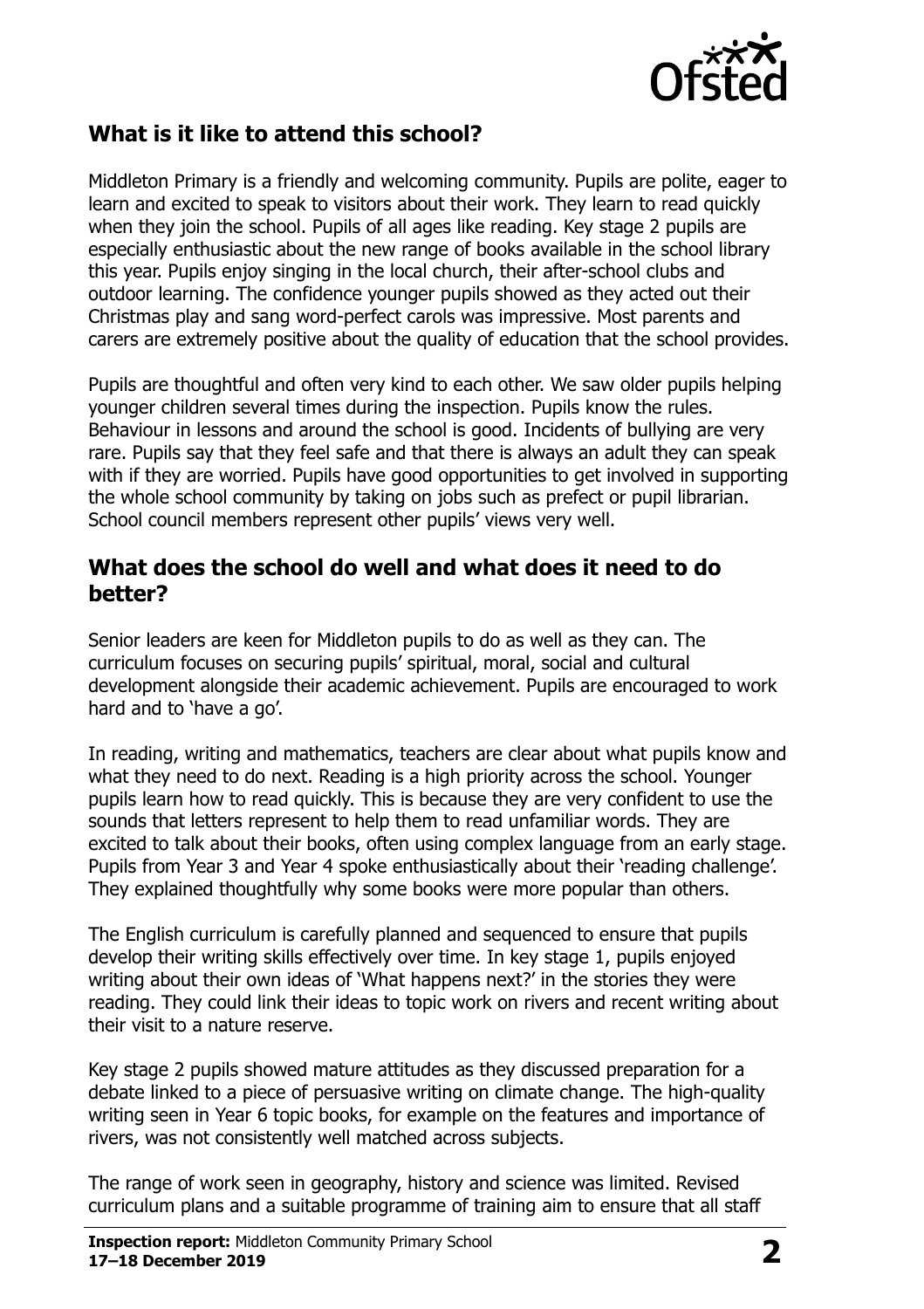## What is it like to attend this school?

Middleton Primary is a friendly and welcoming community. Pupils are polite, eager to learn and excited to speak to visitors about their work. They learn to read quickly when they join the school. Pupils of all ages like reading. Key stage 2 pupils are especially enthusiastic about the new range of books available in the school library this year. Pupils enjoy singing in the local church, their after-school clubs and outdoor learning. The confidence younger pupils showed as they acted out their Christmas play and sang word-perfect carols was impressive. Most parents and carers are extremely positive about the quality of education that the school provides.

Pupils are thoughtful and often very kind to each other. We saw older pupils helping younger children several times during the inspection. Pupils know the rules. Behaviour in lessons and around the school is good. Incidents of bullying are very rare. Pupils say that they feel safe and that there is always an adult they can speak with if they are worried. Pupils have good opportunities to get involved in supporting the whole school community by taking on jobs such as prefect or pupil librarian. School council members represent other pupils' views very well.

## What does the school do well and what does it need to do better?

Senior leaders are keen for Middleton pupils to do as well as they can. The curriculum focuses on securing pupils' spiritual, moral, social and cultural development alongside their academic achievement. Pupils are encouraged to work hard and to 'have a go'.

In reading, writing and mathematics, teachers are clear about what pupils know and what they need to do next. Reading is a high priority across the school. Younger pupils learn how to read quickly. This is because they are very confident to use the sounds that letters represent to help them to read unfamiliar words. They are excited to talk about their books, often using complex language from an early stage. Pupils from Year 3 and Year 4 spoke enthusiastically about their 'reading challenge'. They explained thoughtfully why some books were more popular than others.

The English curriculum is carefully planned and sequenced to ensure that pupils develop their writing skills effectively over time. In key stage 1, pupils enjoyed writing about their own ideas of 'What happens next?' in the stories they were reading. They could link their ideas to topic work on rivers and recent writing about their visit to a nature reserve.

Key stage 2 pupils showed mature attitudes as they discussed preparation for a debate linked to a piece of persuasive writing on climate change. The high-quality writing seen in Year 6 topic books, for example on the features and importance of rivers, was not consistently well matched across subjects.

The range of work seen in geography, history and science was limited. Revised curriculum plans and a suitable programme of training aim to ensure that all staff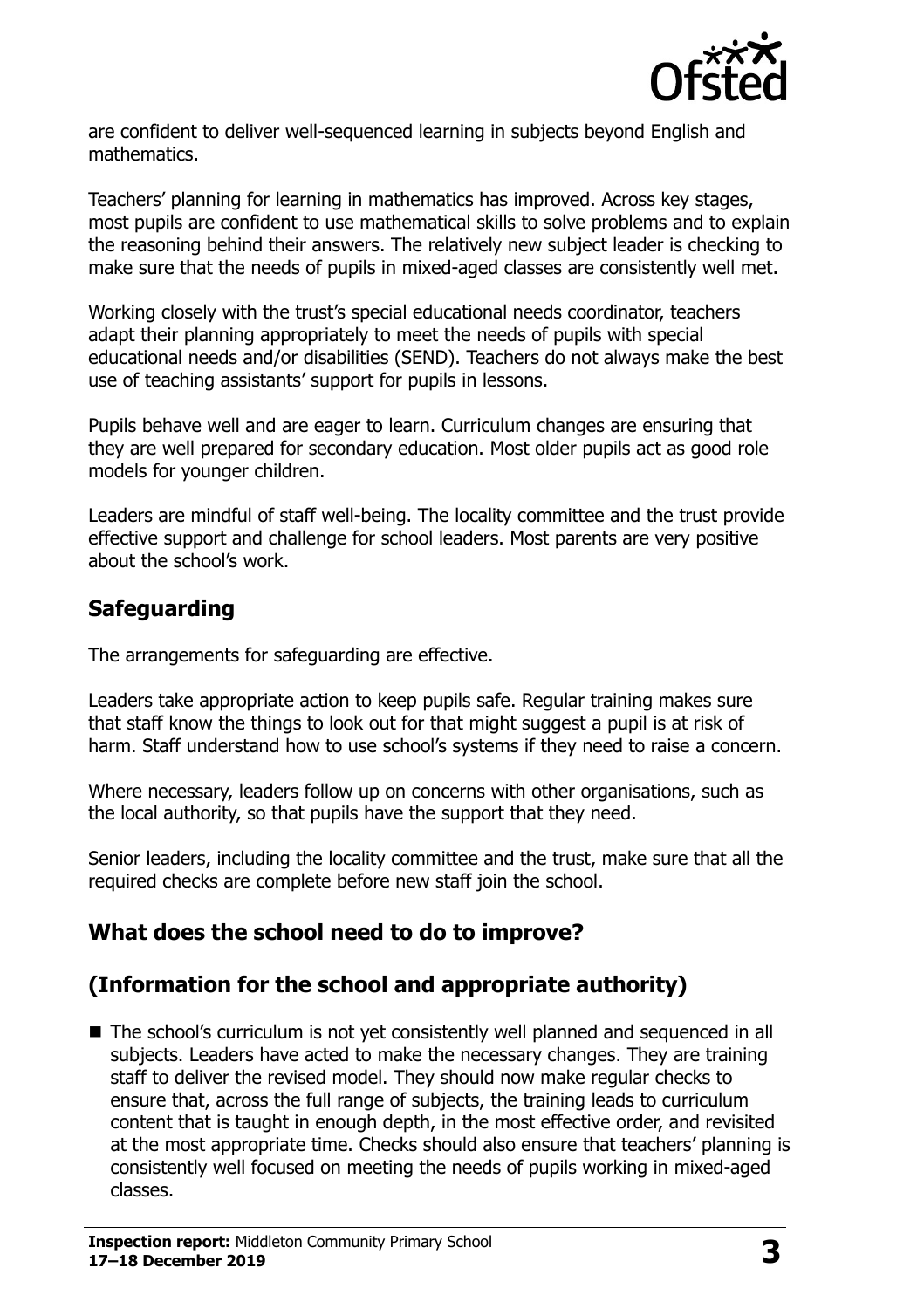are confident to deliver well-sequenced learning in subjects beyond English and mathematics.

Teachers' planning for learning in mathematics has improved. Across key stages, most pupils are confident to use mathematical skills to solve problems and to explain the reasoning behind their answers. The relatively new subject leader is checking to make sure that the needs of pupils in mixed-aged classes are consistently well met.

Working closely with the trust's special educational needs coordinator, teachers adapt their planning appropriately to meet the needs of pupils with special educational needs and/or disabilities (SEND). Teachers do not always make the best use of teaching assistants' support for pupils in lessons.

Pupils behave well and are eager to learn. Curriculum changes are ensuring that they are well prepared for secondary education. Most older pupils act as good role models for younger children.

Leaders are mindful of staff well-being. The locality committee and the trust provide effective support and challenge for school leaders. Most parents are very positive about the school's work.

## Safeguarding

The arrangements for safeguarding are effective.

Leaders take appropriate action to keep pupils safe. Regular training makes sure that staff know the things to look out for that might suggest a pupil is at risk of harm. Staff understand how to use school's systems if they need to raise a concern.

Where necessary, leaders follow up on concerns with other organisations, such as the local authority, so that pupils have the support that they need.

Senior leaders, including the locality committee and the trust, make sure that all the required checks are complete before new staff join the school.

## What does the school need to do to improve?

## (Information for the school and appropriate authority)

- The school's curriculum is not yet consistently well planned and sequenced in all subjects. Leaders have acted to make the necessary changes. They are training staff to deliver the revised model. They should now make regular checks to ensure that, across the full range of subjects, the training leads to curriculum content that is taught in enough depth, in the most effective order, and revisited at the most appropriate time. Checks should also ensure that teachers' planning is consistently well focused on meeting the needs of pupils working in mixed-aged classes.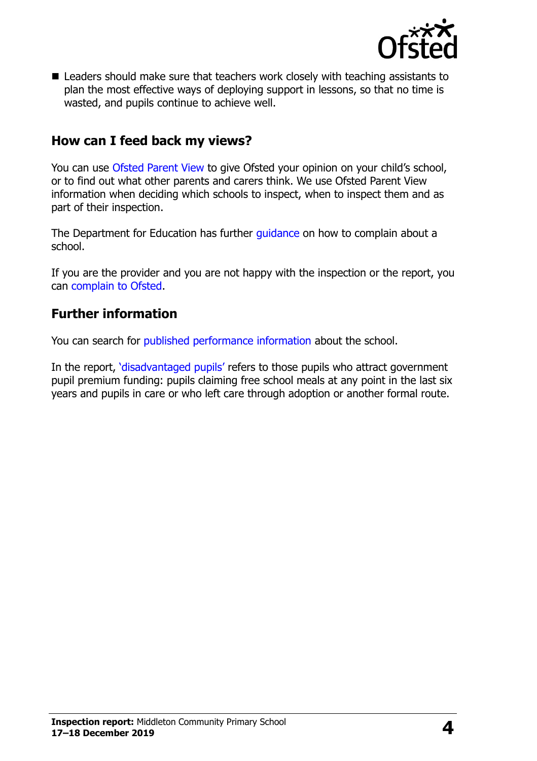- Leaders should make sure that teachers work closely with teaching assistants to plan the most effective ways of deploying support in lessons, so that no time is wasted, and pupils continue to achieve well.

## How can I feed back my views?

You can use Ofsted Parent View to give Ofsted your opinion on your child's school, or to find out what other parents and carers think. We use Ofsted Parent View information when deciding which schools to inspect, when to inspect them and as part of their inspection.

The Department for Education has further guidance on how to complain about a school.

If you are the provider and you are not happy with the inspection or the report, you can complain to Ofsted.

## Further information

You can search for published performance information about the school.

In the report, 'disadvantaged pupils' refers to those pupils who attract government pupil premium funding: pupils claiming free school meals at any point in the last six years and pupils in care or who left care through adoption or another formal route.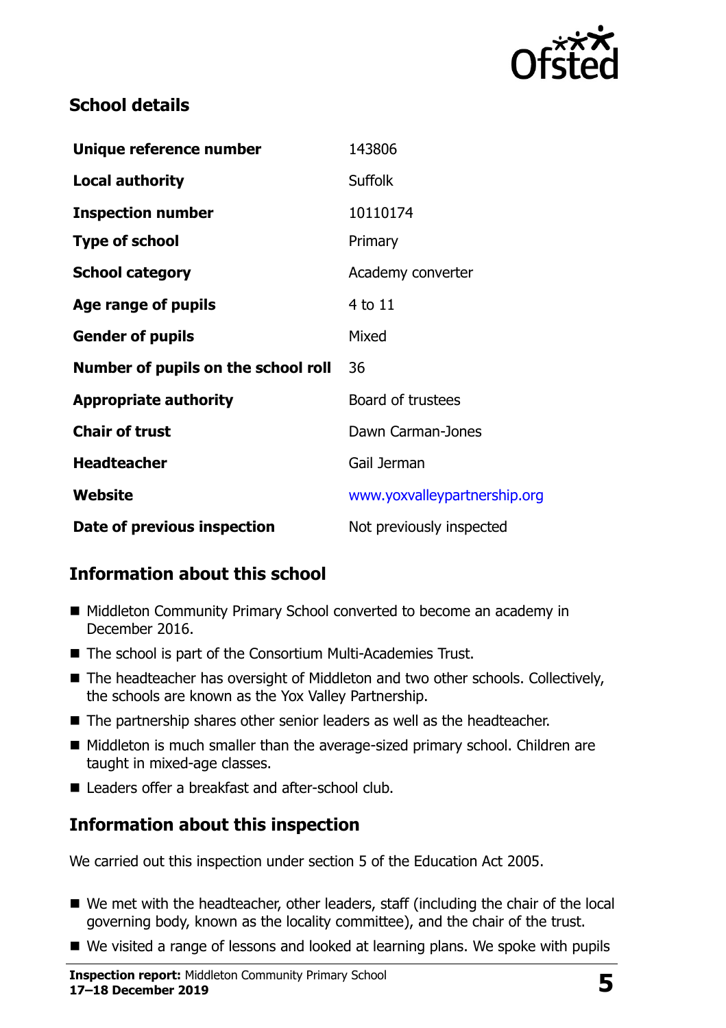## School details

| | |
|---|---|
| **Unique reference number** | 143806 |
| **Local authority** | Suffolk |
| **Inspection number** | 10110174 |
| **Type of school** | Primary |
| **School category** | Academy converter |
| **Age range of pupils** | 4 to 11 |
| **Gender of pupils** | Mixed |
| **Number of pupils on the school roll** | 36 |
| **Appropriate authority** | Board of trustees |
| **Chair of trust** | Dawn Carman-Jones |
| **Headteacher** | Gail Jerman |
| **Website** | www.yoxvalleypartnership.org |
| **Date of previous inspection** | Not previously inspected |

## Information about this school

- Middleton Community Primary School converted to become an academy in December 2016.
- The school is part of the Consortium Multi-Academies Trust.
- The headteacher has oversight of Middleton and two other schools. Collectively, the schools are known as the Yox Valley Partnership.
- The partnership shares other senior leaders as well as the headteacher.
- Middleton is much smaller than the average-sized primary school. Children are taught in mixed-age classes.
- Leaders offer a breakfast and after-school club.

## Information about this inspection

We carried out this inspection under section 5 of the Education Act 2005.

- We met with the headteacher, other leaders, staff (including the chair of the local governing body, known as the locality committee), and the chair of the trust.
- We visited a range of lessons and looked at learning plans. We spoke with pupils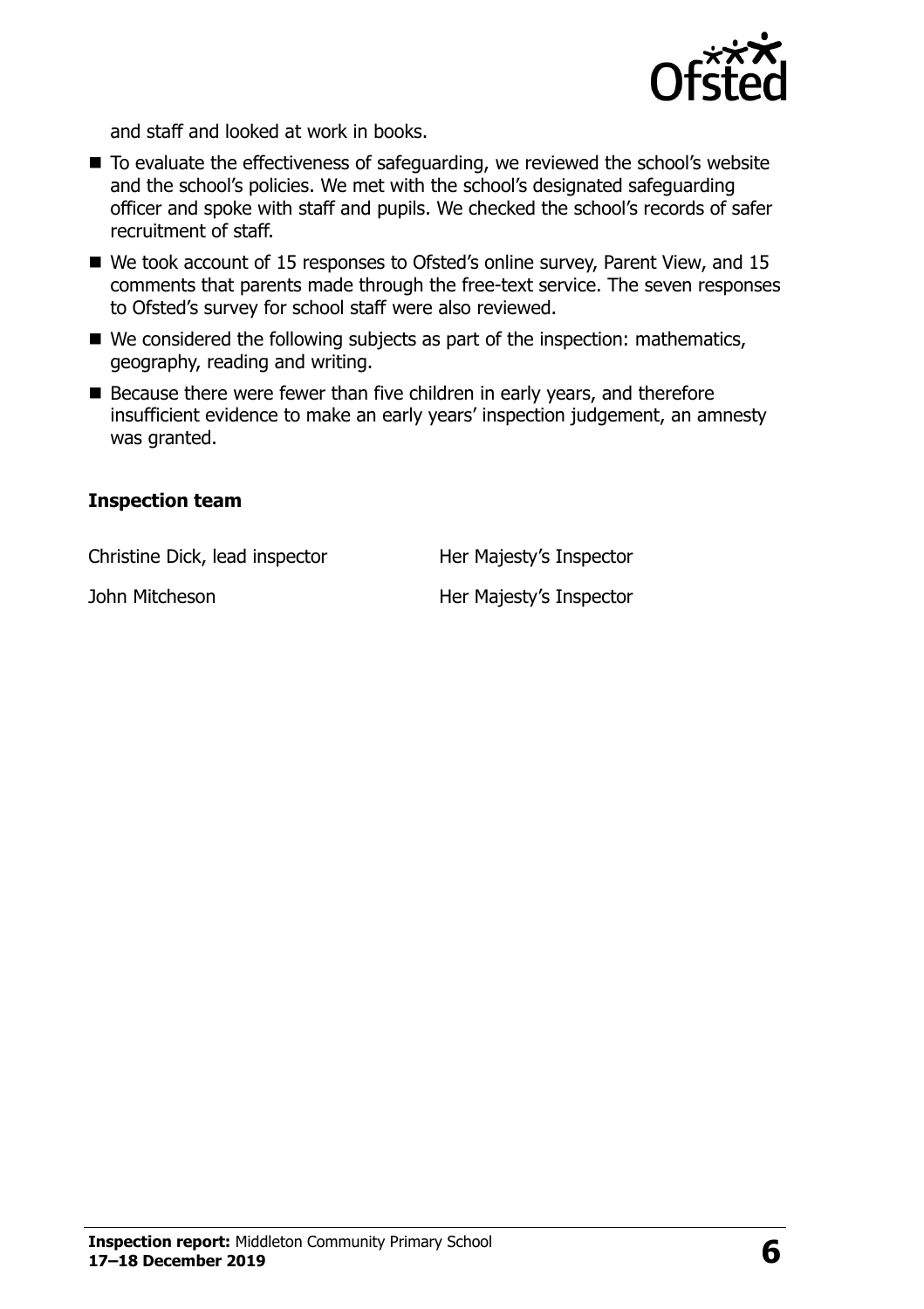and staff and looked at work in books.

- To evaluate the effectiveness of safeguarding, we reviewed the school's website and the school's policies. We met with the school's designated safeguarding officer and spoke with staff and pupils. We checked the school's records of safer recruitment of staff.
- We took account of 15 responses to Ofsted's online survey, Parent View, and 15 comments that parents made through the free-text service. The seven responses to Ofsted's survey for school staff were also reviewed.
- We considered the following subjects as part of the inspection: mathematics, geography, reading and writing.
- Because there were fewer than five children in early years, and therefore insufficient evidence to make an early years' inspection judgement, an amnesty was granted.

### Inspection team

| | |
|---|---|
| Christine Dick, lead inspector | Her Majesty's Inspector |
| John Mitcheson | Her Majesty's Inspector |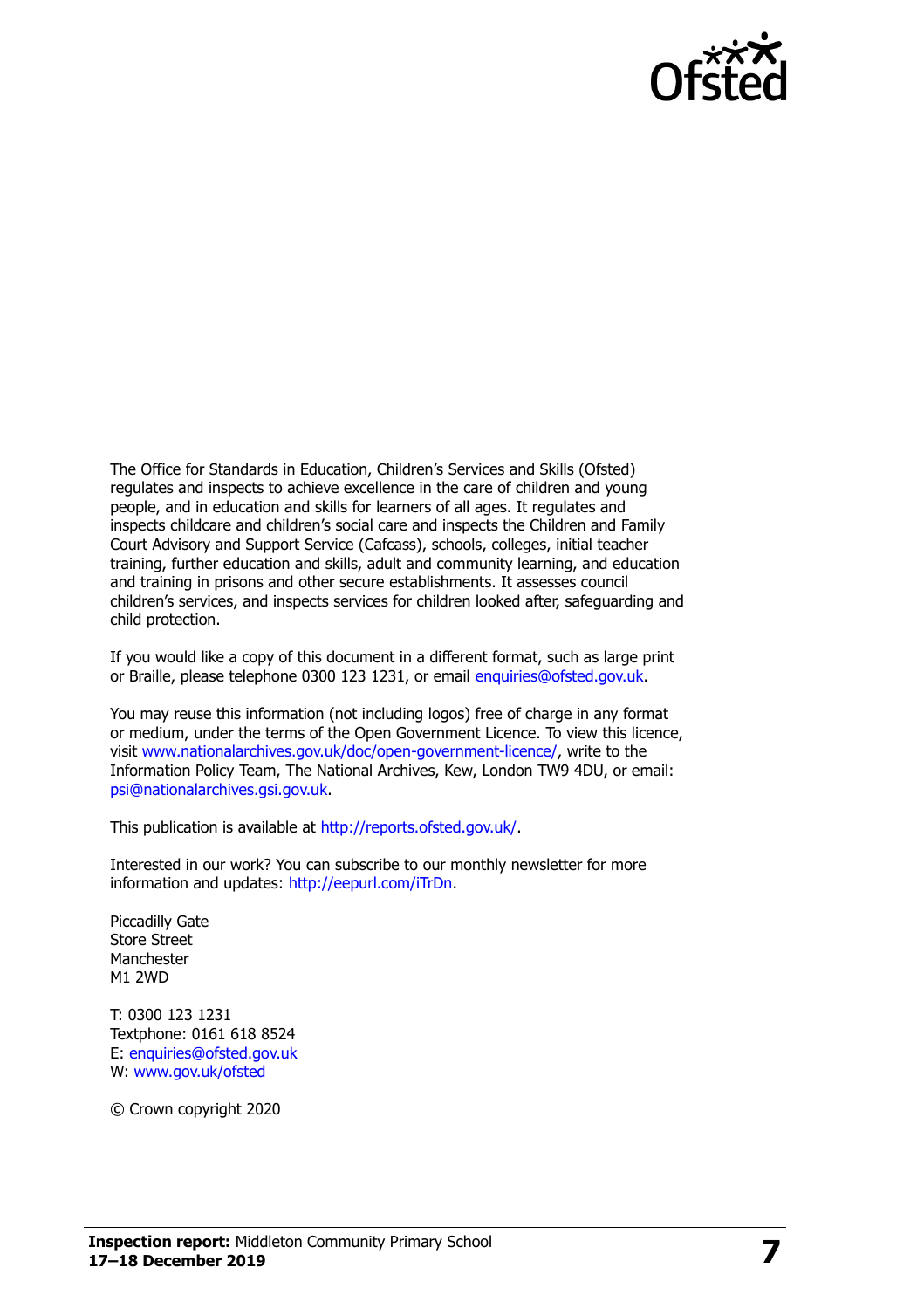The Office for Standards in Education, Children's Services and Skills (Ofsted) regulates and inspects to achieve excellence in the care of children and young people, and in education and skills for learners of all ages. It regulates and inspects childcare and children's social care and inspects the Children and Family Court Advisory and Support Service (Cafcass), schools, colleges, initial teacher training, further education and skills, adult and community learning, and education and training in prisons and other secure establishments. It assesses council children's services, and inspects services for children looked after, safeguarding and child protection.

If you would like a copy of this document in a different format, such as large print or Braille, please telephone 0300 123 1231, or email enquiries@ofsted.gov.uk.

You may reuse this information (not including logos) free of charge in any format or medium, under the terms of the Open Government Licence. To view this licence, visit www.nationalarchives.gov.uk/doc/open-government-licence/, write to the Information Policy Team, The National Archives, Kew, London TW9 4DU, or email: psi@nationalarchives.gsi.gov.uk.

This publication is available at http://reports.ofsted.gov.uk/.

Interested in our work? You can subscribe to our monthly newsletter for more information and updates: http://eepurl.com/iTrDn.

Piccadilly Gate
Store Street
Manchester
M1 2WD

T: 0300 123 1231
Textphone: 0161 618 8524
E: enquiries@ofsted.gov.uk
W: www.gov.uk/ofsted

© Crown copyright 2020